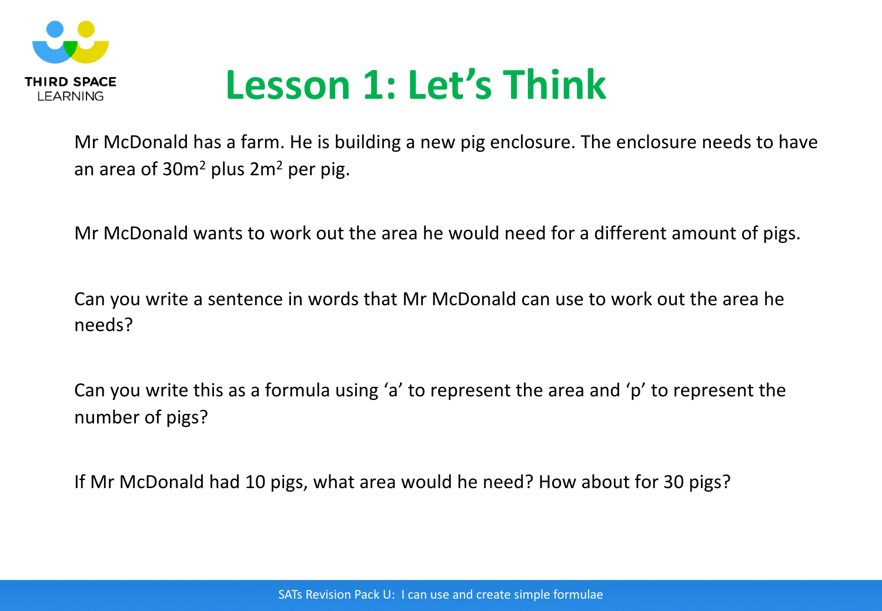# Lesson 1: Let's Think

Mr McDonald has a farm. He is building a new pig enclosure. The enclosure needs to have an area of $30m^2$ plus $2m^2$ per pig.

Mr McDonald wants to work out the area he would need for a different amount of pigs.

Can you write a sentence in words that Mr McDonald can use to work out the area he needs?

Can you write this as a formula using 'a' to represent the area and 'p' to represent the number of pigs?

If Mr McDonald had 10 pigs, what area would he need? How about for 30 pigs?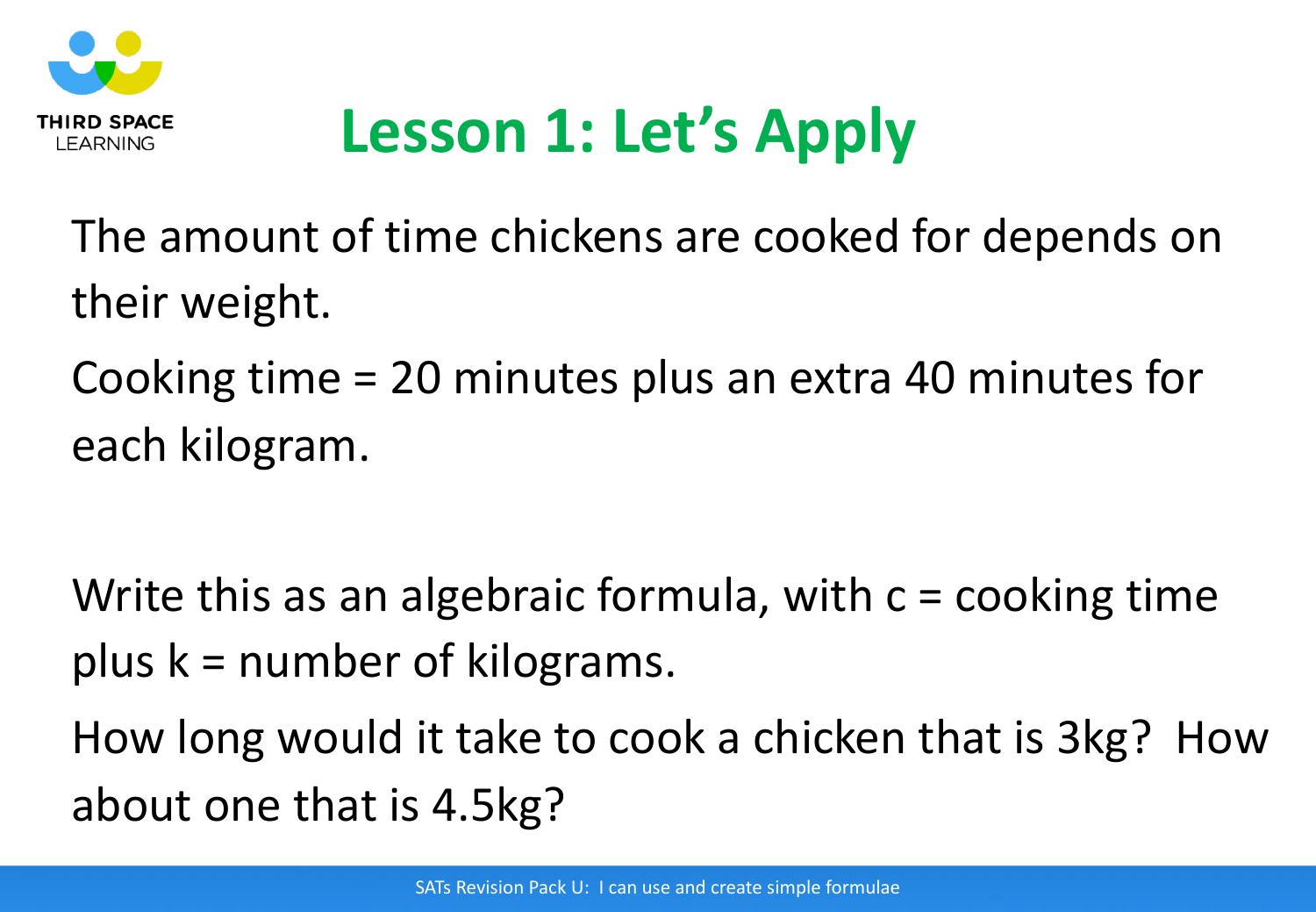# Lesson 1: Let's Apply

The amount of time chickens are cooked for depends on their weight.

Cooking time = 20 minutes plus an extra 40 minutes for each kilogram.

Write this as an algebraic formula, with $c$ = cooking time plus $k$ = number of kilograms.

How long would it take to cook a chicken that is 3kg? How about one that is 4.5kg?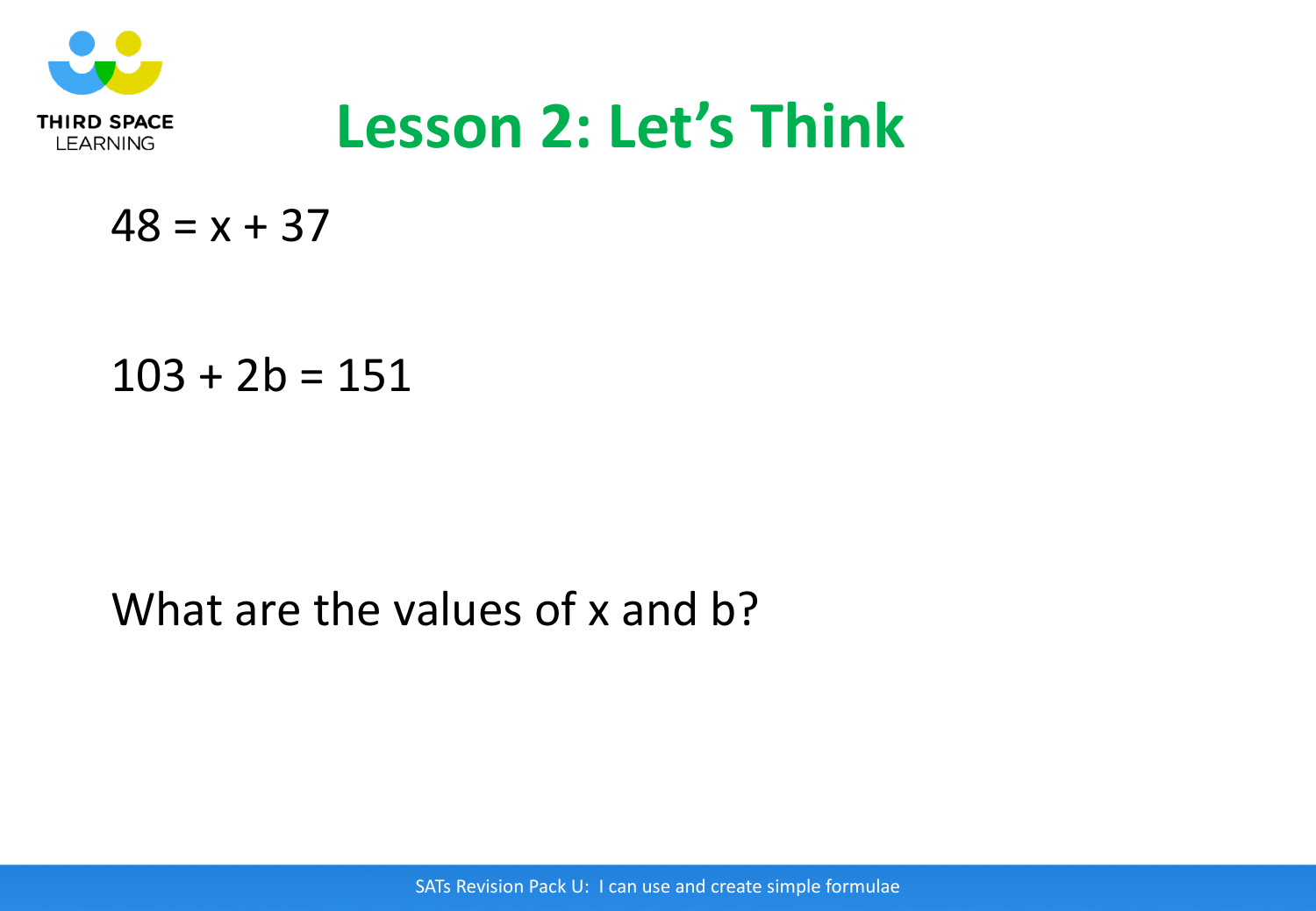# Lesson 2: Let's Think

$48 = x + 37$

$103 + 2b = 151$

What are the values of x and b?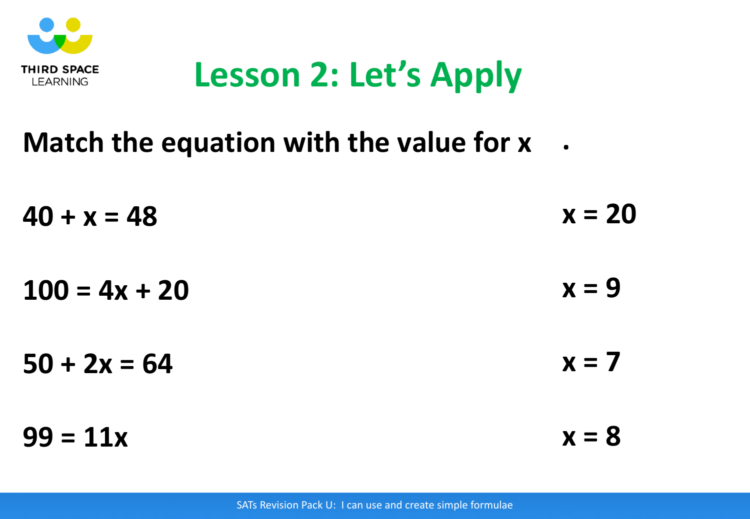# Lesson 2: Let's Apply

**Match the equation with the value for x**

| | |
|---|---|
| $40 + x = 48$ | $x = 20$ |
| $100 = 4x + 20$ | $x = 9$ |
| $50 + 2x = 64$ | $x = 7$ |
| $99 = 11x$ | $x = 8$ |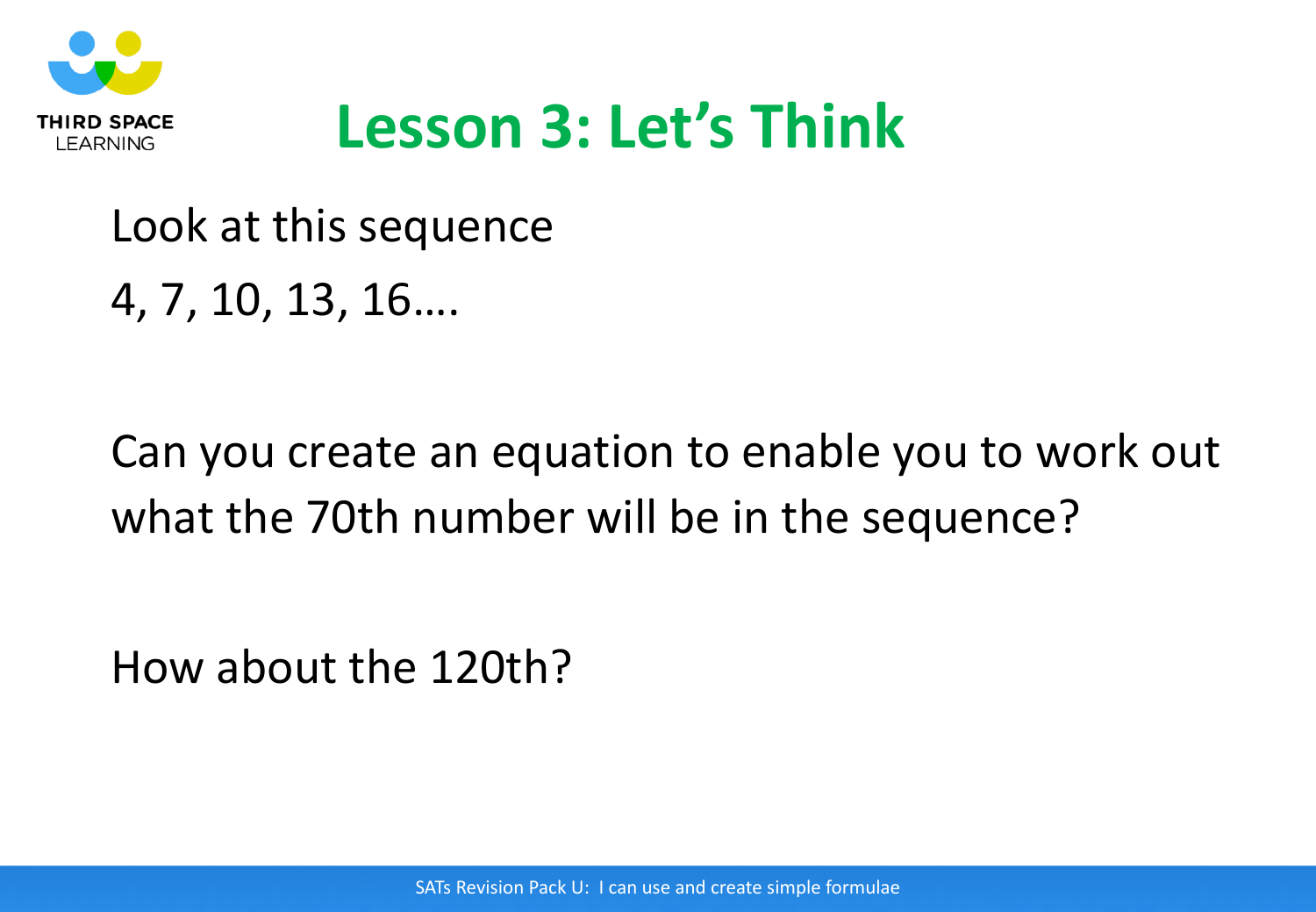# Lesson 3: Let's Think

Look at this sequence

4, 7, 10, 13, 16….

Can you create an equation to enable you to work out what the 70th number will be in the sequence?

How about the 120th?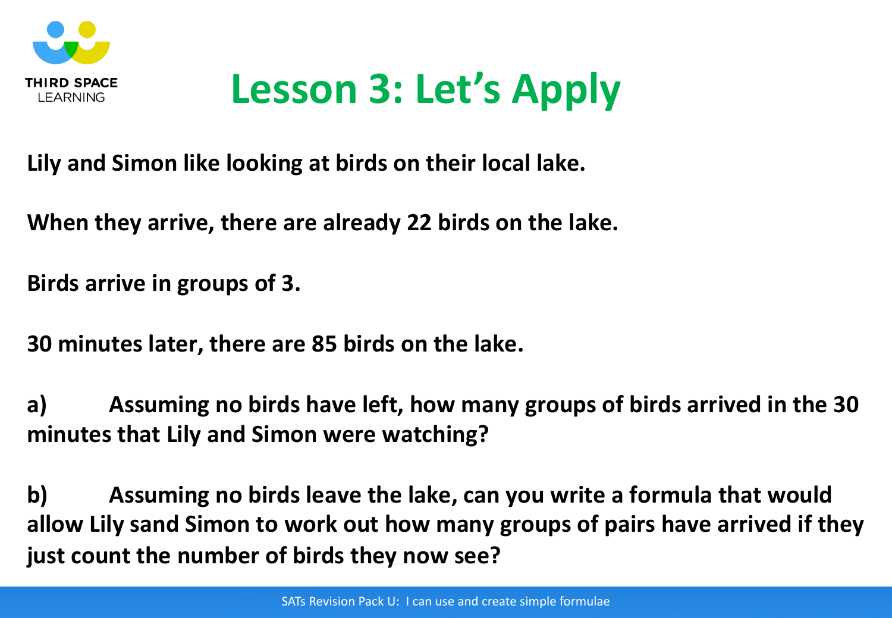# Lesson 3: Let’s Apply

**Lily and Simon like looking at birds on their local lake.**

**When they arrive, there are already 22 birds on the lake.**

**Birds arrive in groups of 3.**

**30 minutes later, there are 85 birds on the lake.**

**a) Assuming no birds have left, how many groups of birds arrived in the 30 minutes that Lily and Simon were watching?**

**b) Assuming no birds leave the lake, can you write a formula that would allow Lily sand Simon to work out how many groups of pairs have arrived if they just count the number of birds they now see?**